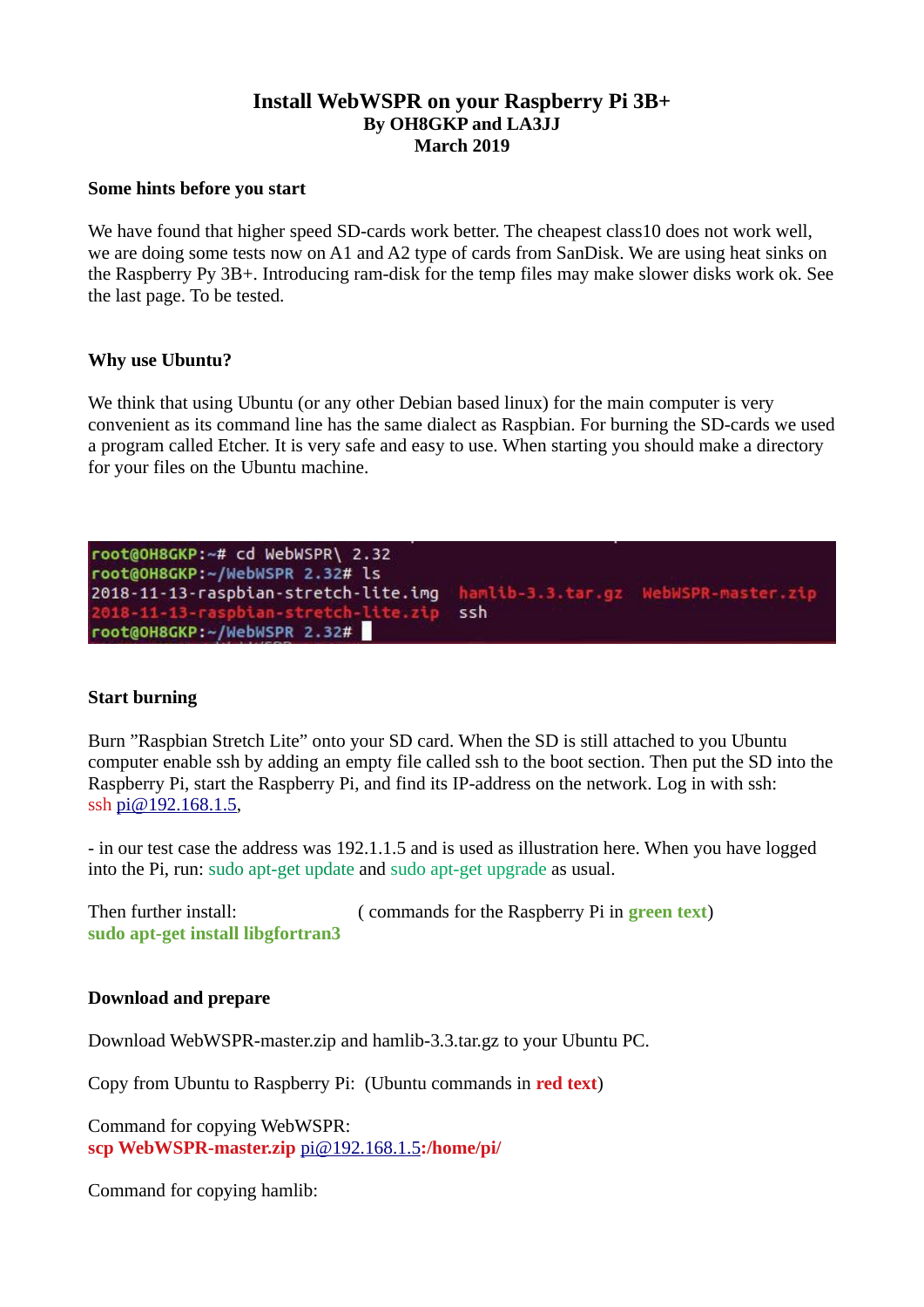# Install WebWSPR on your Raspberry Pi 3B+

**By OH8GKP and LA3JJ**
**March 2019**

### Some hints before you start

We have found that higher speed SD-cards work better. The cheapest class10 does not work well, we are doing some tests now on A1 and A2 type of cards from SanDisk. We are using heat sinks on the Raspberry Py 3B+. Introducing ram-disk for the temp files may make slower disks work ok. See the last page. To be tested.

### Why use Ubuntu?

We think that using Ubuntu (or any other Debian based linux) for the main computer is very convenient as its command line has the same dialect as Raspbian. For burning the SD-cards we used a program called Etcher. It is very safe and easy to use. When starting you should make a directory for your files on the Ubuntu machine.

```
root@OH8GKP:~# cd WebWSPR\ 2.32
root@OH8GKP:~/WebWSPR 2.32# ls
2018-11-13-raspbian-stretch-lite.img  hamlib-3.3.tar.gz  WebWSPR-master.zip
2018-11-13-raspbian-stretch-lite.zip  ssh
root@OH8GKP:~/WebWSPR 2.32#
```

### Start burning

Burn "Raspbian Stretch Lite" onto your SD card. When the SD is still attached to you Ubuntu computer enable ssh by adding an empty file called ssh to the boot section. Then put the SD into the Raspberry Pi, start the Raspberry Pi, and find its IP-address on the network. Log in with ssh:
ssh pi@192.168.1.5,

- in our test case the address was 192.1.1.5 and is used as illustration here. When you have logged into the Pi, run: sudo apt-get update and sudo apt-get upgrade as usual.

Then further install: ( commands for the Raspberry Pi in **green text**)
**sudo apt-get install libgfortran3**

### Download and prepare

Download WebWSPR-master.zip and hamlib-3.3.tar.gz to your Ubuntu PC.

Copy from Ubuntu to Raspberry Pi: (Ubuntu commands in **red text**)

Command for copying WebWSPR:
**scp WebWSPR-master.zip pi@192.168.1.5:/home/pi/**

Command for copying hamlib: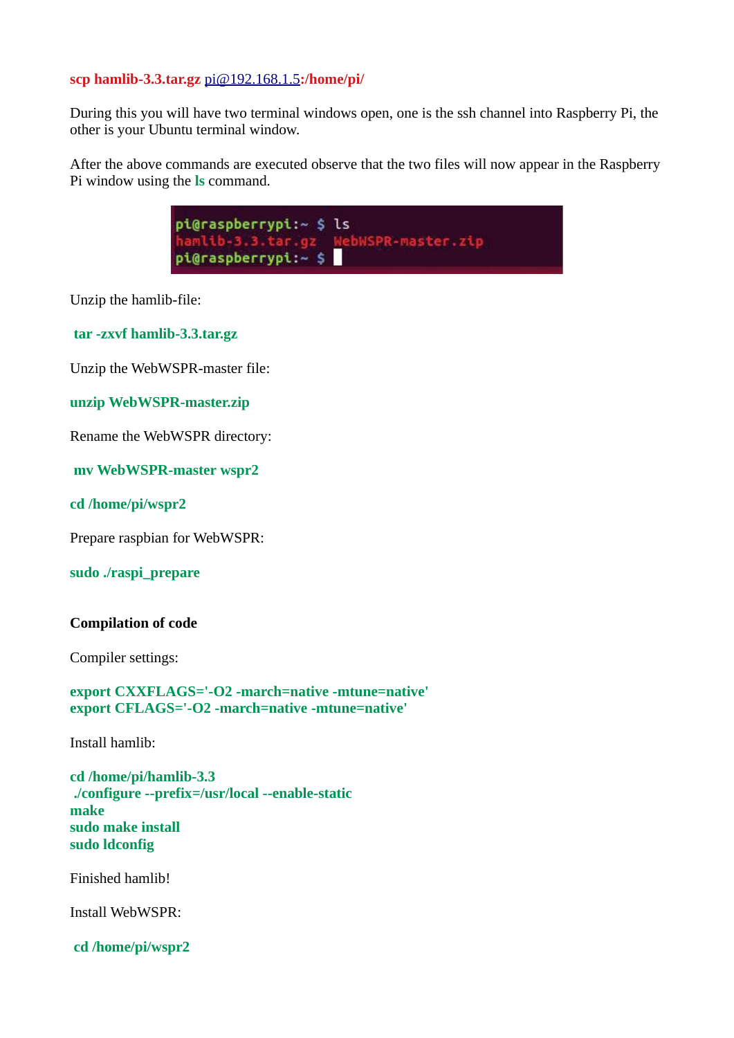**scp hamlib-3.3.tar.gz pi@192.168.1.5:/home/pi/**

During this you will have two terminal windows open, one is the ssh channel into Raspberry Pi, the other is your Ubuntu terminal window.

After the above commands are executed observe that the two files will now appear in the Raspberry Pi window using the **ls** command.

```
pi@raspberrypi:~ $ ls
hamlib-3.3.tar.gz  WebWSPR-master.zip
pi@raspberrypi:~ $
```

Unzip the hamlib-file:

**tar -zxvf hamlib-3.3.tar.gz**

Unzip the WebWSPR-master file:

**unzip WebWSPR-master.zip**

Rename the WebWSPR directory:

**mv WebWSPR-master wspr2**

**cd /home/pi/wspr2**

Prepare raspbian for WebWSPR:

**sudo ./raspi_prepare**

**Compilation of code**

Compiler settings:

**export CXXFLAGS='-O2 -march=native -mtune=native'**
**export CFLAGS='-O2 -march=native -mtune=native'**

Install hamlib:

**cd /home/pi/hamlib-3.3**
**./configure --prefix=/usr/local --enable-static**
**make**
**sudo make install**
**sudo ldconfig**

Finished hamlib!

Install WebWSPR:

**cd /home/pi/wspr2**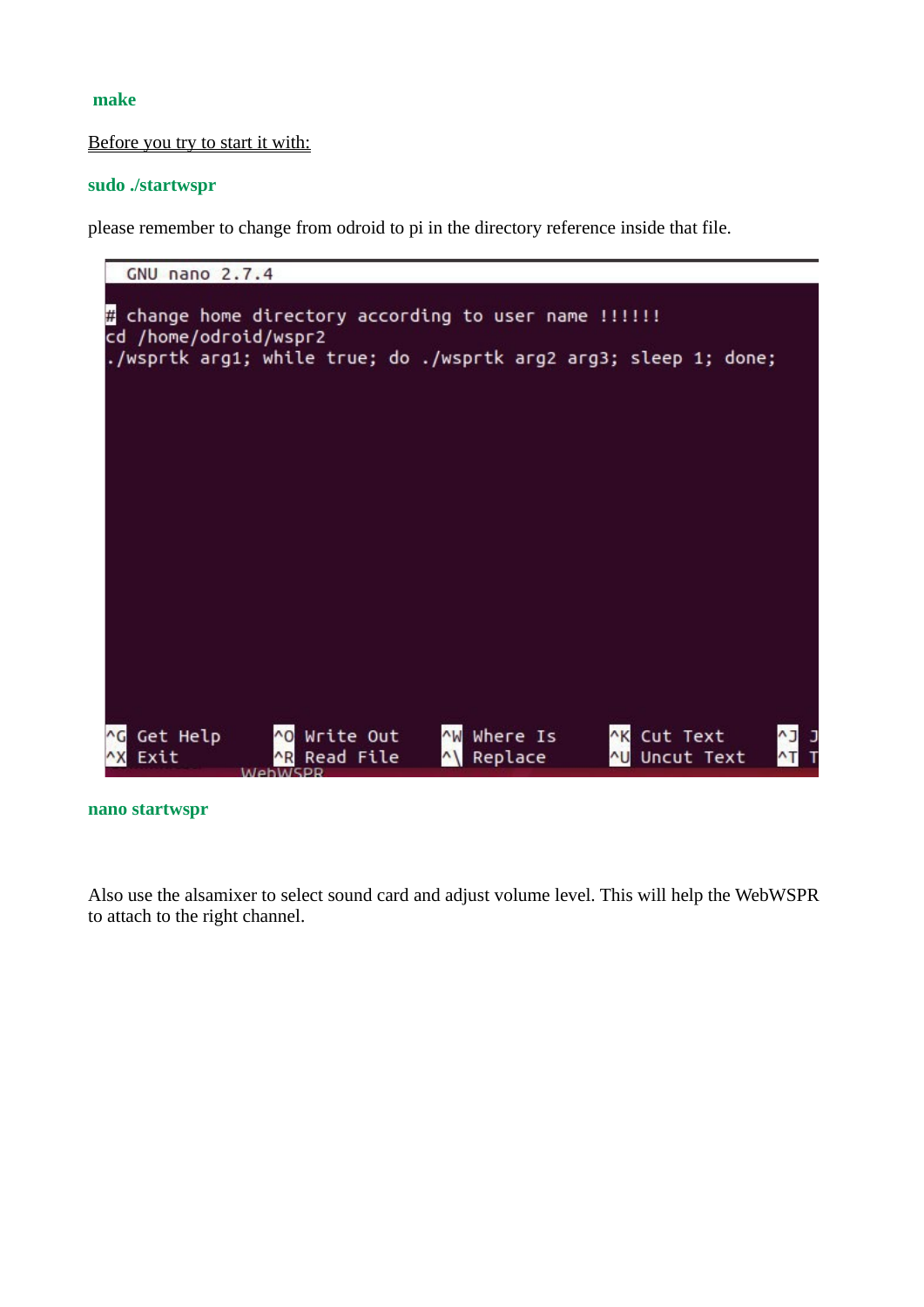**make**

Before you try to start it with:

**sudo ./startwspr**

please remember to change from odroid to pi in the directory reference inside that file.

```
GNU nano 2.7.4

# change home directory according to user name !!!!!!
cd /home/odroid/wspr2
./wsprtk arg1; while true; do ./wsprtk arg2 arg3; sleep 1; done;

^G Get Help    ^O Write Out   ^W Where Is    ^K Cut Text    ^J J
^X Exit        ^R Read File   ^\ Replace     ^U Uncut Text  ^T T
```

**nano startwspr**

Also use the alsamixer to select sound card and adjust volume level. This will help the WebWSPR to attach to the right channel.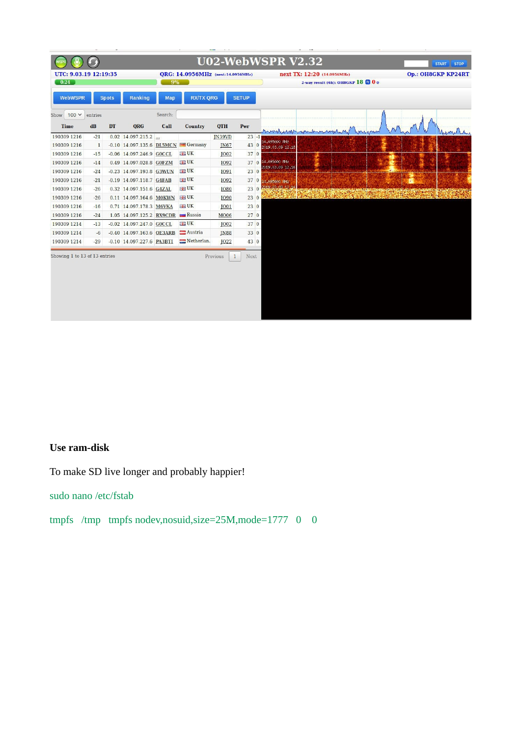**U02-WebWSPR V2.32**

UTC: 9.03.19 12:19:35 | QRG: 14.0956MHz (next:14.0956MHz) | next TX: 12:20 (14.0956MHz) | Op.: OH8GKP KP24RT

2-way result (6h): OH8GKP 18 0 0

WebWSPR | Spots | Ranking | Map | RX/TX QRG | SETUP

Show 100 entries — Search:

| Time | dB | DT | QRG | Call | Country | QTH | Pwr | |
|---|---|---|---|---|---|---|---|---|
| 190309 1216 | -21 | 0.02 | 14.097.215.2 | ... | | JN39VD | 23 | -1 |
| 190309 1216 | 1 | -0.10 | 14.097.135.6 | DL5MCN | Germany | JN67 | 43 | 0 |
| 190309 1216 | -15 | -0.06 | 14.097.246.9 | G0CCL | UK | IO02 | 37 | 0 |
| 190309 1216 | -14 | 0.49 | 14.097.028.8 | G0FZM | UK | IO92 | 37 | 0 |
| 190309 1216 | -24 | -0.23 | 14.097.193.8 | G3WUN | UK | IO91 | 23 | 0 |
| 190309 1216 | -21 | -0.19 | 14.097.118.7 | G4FAB | UK | IO92 | 37 | 0 |
| 190309 1216 | -26 | 0.32 | 14.097.151.6 | G4ZAL | UK | IO80 | 23 | 0 |
| 190309 1216 | -26 | 0.11 | 14.097.164.6 | M0KWN | UK | IO90 | 23 | 0 |
| 190309 1216 | -16 | 0.71 | 14.097.178.3 | M6VKA | UK | IO01 | 23 | 0 |
| 190309 1216 | -24 | 1.05 | 14.097.125.2 | RX9CDR | Russia | MO06 | 27 | 0 |
| 190309 1214 | -13 | -0.02 | 14.097.247.0 | G0CCL | UK | IO02 | 37 | 0 |
| 190309 1214 | -6 | -0.40 | 14.097.163.6 | OE3ARB | Austria | JN88 | 33 | 0 |
| 190309 1214 | -29 | -0.10 | 14.097.227.6 | PA3BTI | Netherlan. | JO22 | 43 | 0 |

Showing 1 to 13 of 13 entries — Previous 1 Next

**Use ram-disk**

To make SD live longer and probably happier!

```
sudo nano /etc/fstab
```

```
tmpfs   /tmp   tmpfs nodev,nosuid,size=25M,mode=1777   0    0
```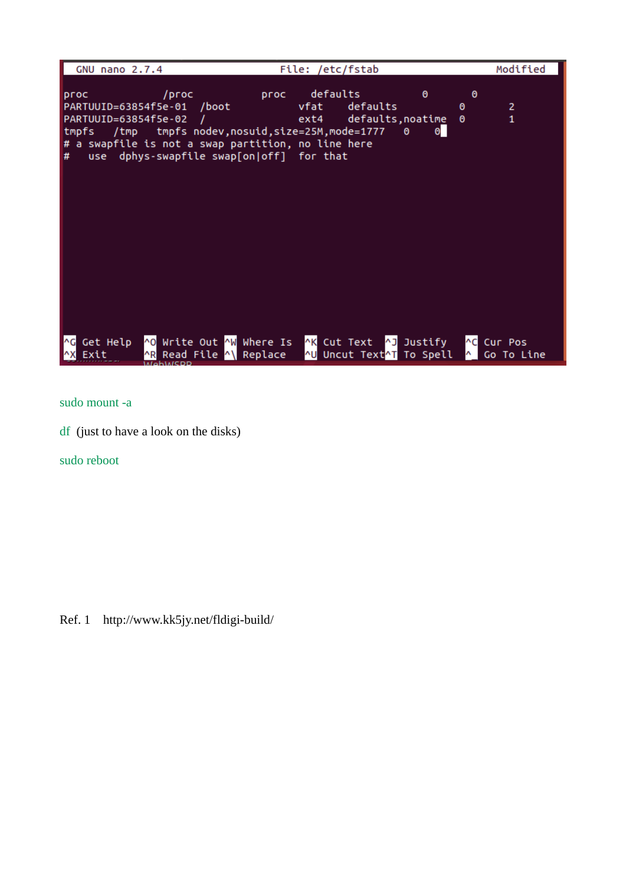```
 GNU nano 2.7.4                  File: /etc/fstab                        Modified

proc            /proc           proc    defaults          0       0
PARTUUID=63854f5e-01  /boot           vfat    defaults          0       2
PARTUUID=63854f5e-02  /               ext4    defaults,noatime  0       1
tmpfs    /tmp    tmpfs nodev,nosuid,size=25M,mode=1777   0    0
# a swapfile is not a swap partition, no line here
#   use  dphys-swapfile swap[on|off]  for that

^G Get Help   ^O Write Out  ^W Where Is   ^K Cut Text   ^J Justify    ^C Cur Pos
^X Exit       ^R Read File  ^\ Replace    ^U Uncut Text ^T To Spell   ^_ Go To Line
```

sudo mount -a

df (just to have a look on the disks)

sudo reboot

Ref. 1  http://www.kk5jy.net/fldigi-build/